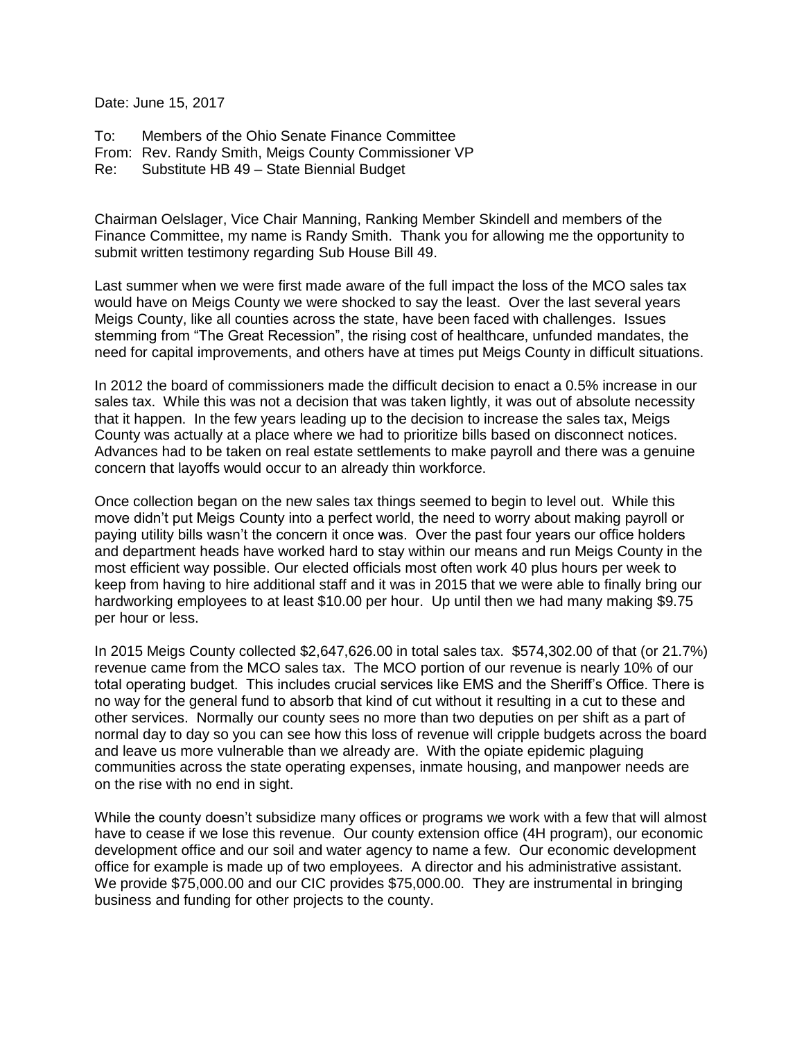Date: June 15, 2017

To: Members of the Ohio Senate Finance Committee
From: Rev. Randy Smith, Meigs County Commissioner VP
Re: Substitute HB 49 – State Biennial Budget

Chairman Oelslager, Vice Chair Manning, Ranking Member Skindell and members of the Finance Committee, my name is Randy Smith. Thank you for allowing me the opportunity to submit written testimony regarding Sub House Bill 49.

Last summer when we were first made aware of the full impact the loss of the MCO sales tax would have on Meigs County we were shocked to say the least. Over the last several years Meigs County, like all counties across the state, have been faced with challenges. Issues stemming from "The Great Recession", the rising cost of healthcare, unfunded mandates, the need for capital improvements, and others have at times put Meigs County in difficult situations.

In 2012 the board of commissioners made the difficult decision to enact a 0.5% increase in our sales tax. While this was not a decision that was taken lightly, it was out of absolute necessity that it happen. In the few years leading up to the decision to increase the sales tax, Meigs County was actually at a place where we had to prioritize bills based on disconnect notices. Advances had to be taken on real estate settlements to make payroll and there was a genuine concern that layoffs would occur to an already thin workforce.

Once collection began on the new sales tax things seemed to begin to level out. While this move didn't put Meigs County into a perfect world, the need to worry about making payroll or paying utility bills wasn't the concern it once was. Over the past four years our office holders and department heads have worked hard to stay within our means and run Meigs County in the most efficient way possible. Our elected officials most often work 40 plus hours per week to keep from having to hire additional staff and it was in 2015 that we were able to finally bring our hardworking employees to at least $10.00 per hour. Up until then we had many making $9.75 per hour or less.

In 2015 Meigs County collected $2,647,626.00 in total sales tax. $574,302.00 of that (or 21.7%) revenue came from the MCO sales tax. The MCO portion of our revenue is nearly 10% of our total operating budget. This includes crucial services like EMS and the Sheriff's Office. There is no way for the general fund to absorb that kind of cut without it resulting in a cut to these and other services. Normally our county sees no more than two deputies on per shift as a part of normal day to day so you can see how this loss of revenue will cripple budgets across the board and leave us more vulnerable than we already are. With the opiate epidemic plaguing communities across the state operating expenses, inmate housing, and manpower needs are on the rise with no end in sight.

While the county doesn't subsidize many offices or programs we work with a few that will almost have to cease if we lose this revenue. Our county extension office (4H program), our economic development office and our soil and water agency to name a few. Our economic development office for example is made up of two employees. A director and his administrative assistant. We provide $75,000.00 and our CIC provides $75,000.00. They are instrumental in bringing business and funding for other projects to the county.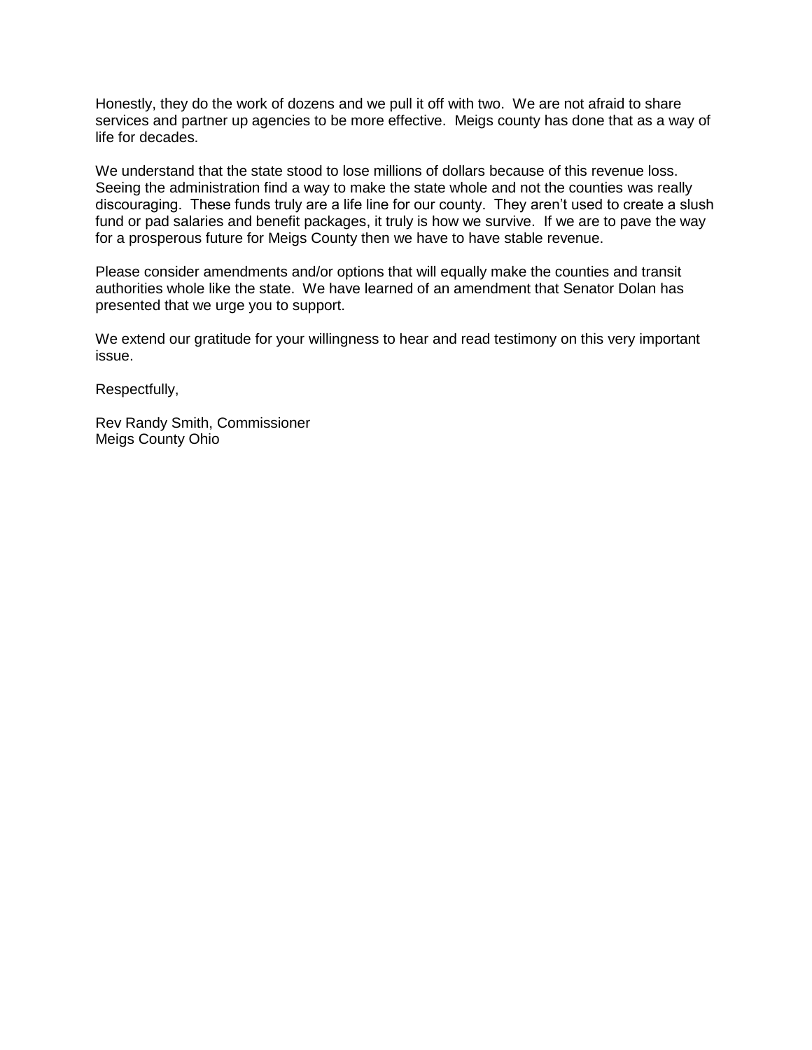Honestly, they do the work of dozens and we pull it off with two. We are not afraid to share services and partner up agencies to be more effective. Meigs county has done that as a way of life for decades.

We understand that the state stood to lose millions of dollars because of this revenue loss. Seeing the administration find a way to make the state whole and not the counties was really discouraging. These funds truly are a life line for our county. They aren't used to create a slush fund or pad salaries and benefit packages, it truly is how we survive. If we are to pave the way for a prosperous future for Meigs County then we have to have stable revenue.

Please consider amendments and/or options that will equally make the counties and transit authorities whole like the state. We have learned of an amendment that Senator Dolan has presented that we urge you to support.

We extend our gratitude for your willingness to hear and read testimony on this very important issue.

Respectfully,

Rev Randy Smith, Commissioner
Meigs County Ohio